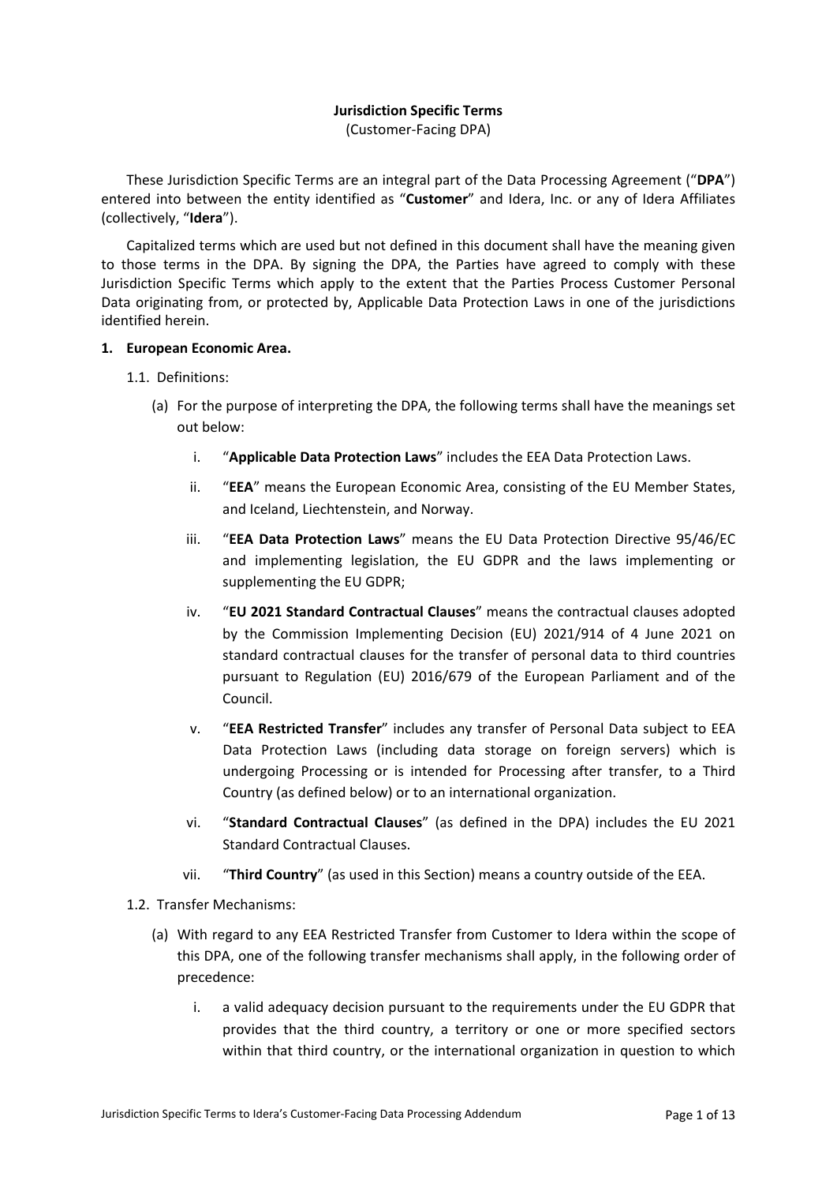**Jurisdiction Specific Terms**
(Customer-Facing DPA)

These Jurisdiction Specific Terms are an integral part of the Data Processing Agreement ("**DPA**") entered into between the entity identified as "**Customer**" and Idera, Inc. or any of Idera Affiliates (collectively, "**Idera**").

Capitalized terms which are used but not defined in this document shall have the meaning given to those terms in the DPA. By signing the DPA, the Parties have agreed to comply with these Jurisdiction Specific Terms which apply to the extent that the Parties Process Customer Personal Data originating from, or protected by, Applicable Data Protection Laws in one of the jurisdictions identified herein.

**1. European Economic Area.**

1.1. Definitions:

(a) For the purpose of interpreting the DPA, the following terms shall have the meanings set out below:

i. "**Applicable Data Protection Laws**" includes the EEA Data Protection Laws.

ii. "**EEA**" means the European Economic Area, consisting of the EU Member States, and Iceland, Liechtenstein, and Norway.

iii. "**EEA Data Protection Laws**" means the EU Data Protection Directive 95/46/EC and implementing legislation, the EU GDPR and the laws implementing or supplementing the EU GDPR;

iv. "**EU 2021 Standard Contractual Clauses**" means the contractual clauses adopted by the Commission Implementing Decision (EU) 2021/914 of 4 June 2021 on standard contractual clauses for the transfer of personal data to third countries pursuant to Regulation (EU) 2016/679 of the European Parliament and of the Council.

v. "**EEA Restricted Transfer**" includes any transfer of Personal Data subject to EEA Data Protection Laws (including data storage on foreign servers) which is undergoing Processing or is intended for Processing after transfer, to a Third Country (as defined below) or to an international organization.

vi. "**Standard Contractual Clauses**" (as defined in the DPA) includes the EU 2021 Standard Contractual Clauses.

vii. "**Third Country**" (as used in this Section) means a country outside of the EEA.

1.2. Transfer Mechanisms:

(a) With regard to any EEA Restricted Transfer from Customer to Idera within the scope of this DPA, one of the following transfer mechanisms shall apply, in the following order of precedence:

i. a valid adequacy decision pursuant to the requirements under the EU GDPR that provides that the third country, a territory or one or more specified sectors within that third country, or the international organization in question to which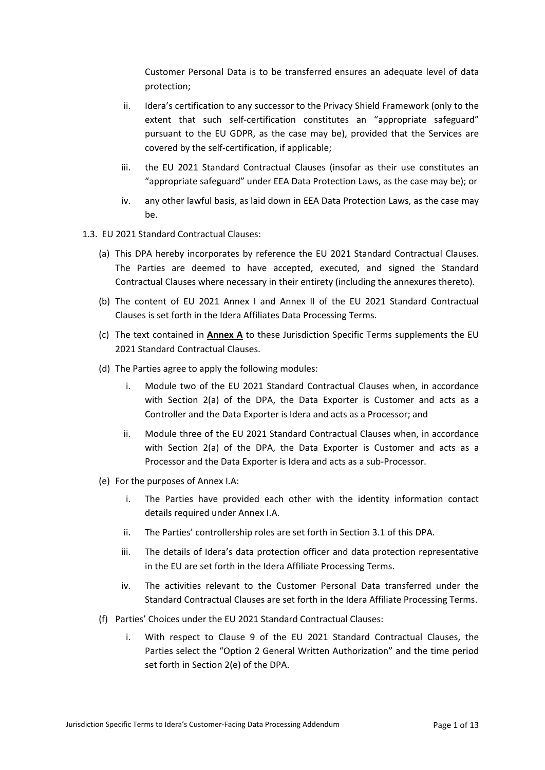Customer Personal Data is to be transferred ensures an adequate level of data protection;

ii. Idera's certification to any successor to the Privacy Shield Framework (only to the extent that such self-certification constitutes an "appropriate safeguard" pursuant to the EU GDPR, as the case may be), provided that the Services are covered by the self-certification, if applicable;

iii. the EU 2021 Standard Contractual Clauses (insofar as their use constitutes an "appropriate safeguard" under EEA Data Protection Laws, as the case may be); or

iv. any other lawful basis, as laid down in EEA Data Protection Laws, as the case may be.

1.3. EU 2021 Standard Contractual Clauses:

(a) This DPA hereby incorporates by reference the EU 2021 Standard Contractual Clauses. The Parties are deemed to have accepted, executed, and signed the Standard Contractual Clauses where necessary in their entirety (including the annexures thereto).

(b) The content of EU 2021 Annex I and Annex II of the EU 2021 Standard Contractual Clauses is set forth in the Idera Affiliates Data Processing Terms.

(c) The text contained in **Annex A** to these Jurisdiction Specific Terms supplements the EU 2021 Standard Contractual Clauses.

(d) The Parties agree to apply the following modules:

i. Module two of the EU 2021 Standard Contractual Clauses when, in accordance with Section 2(a) of the DPA, the Data Exporter is Customer and acts as a Controller and the Data Exporter is Idera and acts as a Processor; and

ii. Module three of the EU 2021 Standard Contractual Clauses when, in accordance with Section 2(a) of the DPA, the Data Exporter is Customer and acts as a Processor and the Data Exporter is Idera and acts as a sub-Processor.

(e) For the purposes of Annex I.A:

i. The Parties have provided each other with the identity information contact details required under Annex I.A.

ii. The Parties' controllership roles are set forth in Section 3.1 of this DPA.

iii. The details of Idera's data protection officer and data protection representative in the EU are set forth in the Idera Affiliate Processing Terms.

iv. The activities relevant to the Customer Personal Data transferred under the Standard Contractual Clauses are set forth in the Idera Affiliate Processing Terms.

(f) Parties' Choices under the EU 2021 Standard Contractual Clauses:

i. With respect to Clause 9 of the EU 2021 Standard Contractual Clauses, the Parties select the "Option 2 General Written Authorization" and the time period set forth in Section 2(e) of the DPA.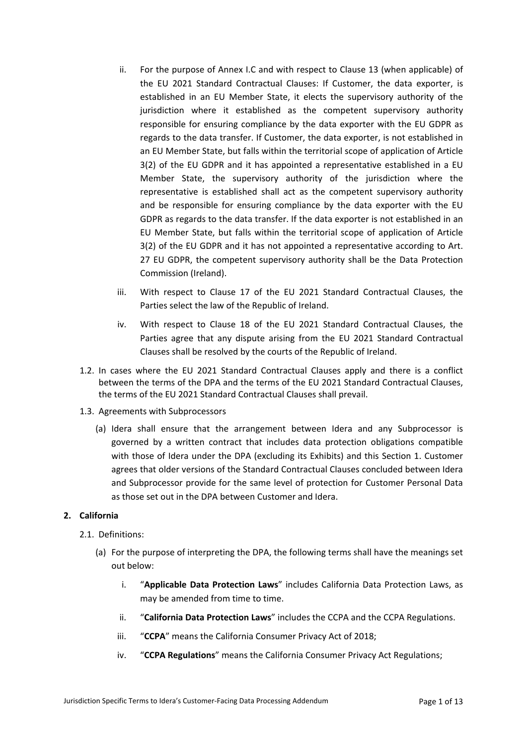ii. For the purpose of Annex I.C and with respect to Clause 13 (when applicable) of the EU 2021 Standard Contractual Clauses: If Customer, the data exporter, is established in an EU Member State, it elects the supervisory authority of the jurisdiction where it established as the competent supervisory authority responsible for ensuring compliance by the data exporter with the EU GDPR as regards to the data transfer. If Customer, the data exporter, is not established in an EU Member State, but falls within the territorial scope of application of Article 3(2) of the EU GDPR and it has appointed a representative established in a EU Member State, the supervisory authority of the jurisdiction where the representative is established shall act as the competent supervisory authority and be responsible for ensuring compliance by the data exporter with the EU GDPR as regards to the data transfer. If the data exporter is not established in an EU Member State, but falls within the territorial scope of application of Article 3(2) of the EU GDPR and it has not appointed a representative according to Art. 27 EU GDPR, the competent supervisory authority shall be the Data Protection Commission (Ireland).

iii. With respect to Clause 17 of the EU 2021 Standard Contractual Clauses, the Parties select the law of the Republic of Ireland.

iv. With respect to Clause 18 of the EU 2021 Standard Contractual Clauses, the Parties agree that any dispute arising from the EU 2021 Standard Contractual Clauses shall be resolved by the courts of the Republic of Ireland.

1.2. In cases where the EU 2021 Standard Contractual Clauses apply and there is a conflict between the terms of the DPA and the terms of the EU 2021 Standard Contractual Clauses, the terms of the EU 2021 Standard Contractual Clauses shall prevail.

1.3. Agreements with Subprocessors

(a) Idera shall ensure that the arrangement between Idera and any Subprocessor is governed by a written contract that includes data protection obligations compatible with those of Idera under the DPA (excluding its Exhibits) and this Section 1. Customer agrees that older versions of the Standard Contractual Clauses concluded between Idera and Subprocessor provide for the same level of protection for Customer Personal Data as those set out in the DPA between Customer and Idera.

**2. California**

2.1. Definitions:

(a) For the purpose of interpreting the DPA, the following terms shall have the meanings set out below:

i. "**Applicable Data Protection Laws**" includes California Data Protection Laws, as may be amended from time to time.

ii. "**California Data Protection Laws**" includes the CCPA and the CCPA Regulations.

iii. "**CCPA**" means the California Consumer Privacy Act of 2018;

iv. "**CCPA Regulations**" means the California Consumer Privacy Act Regulations;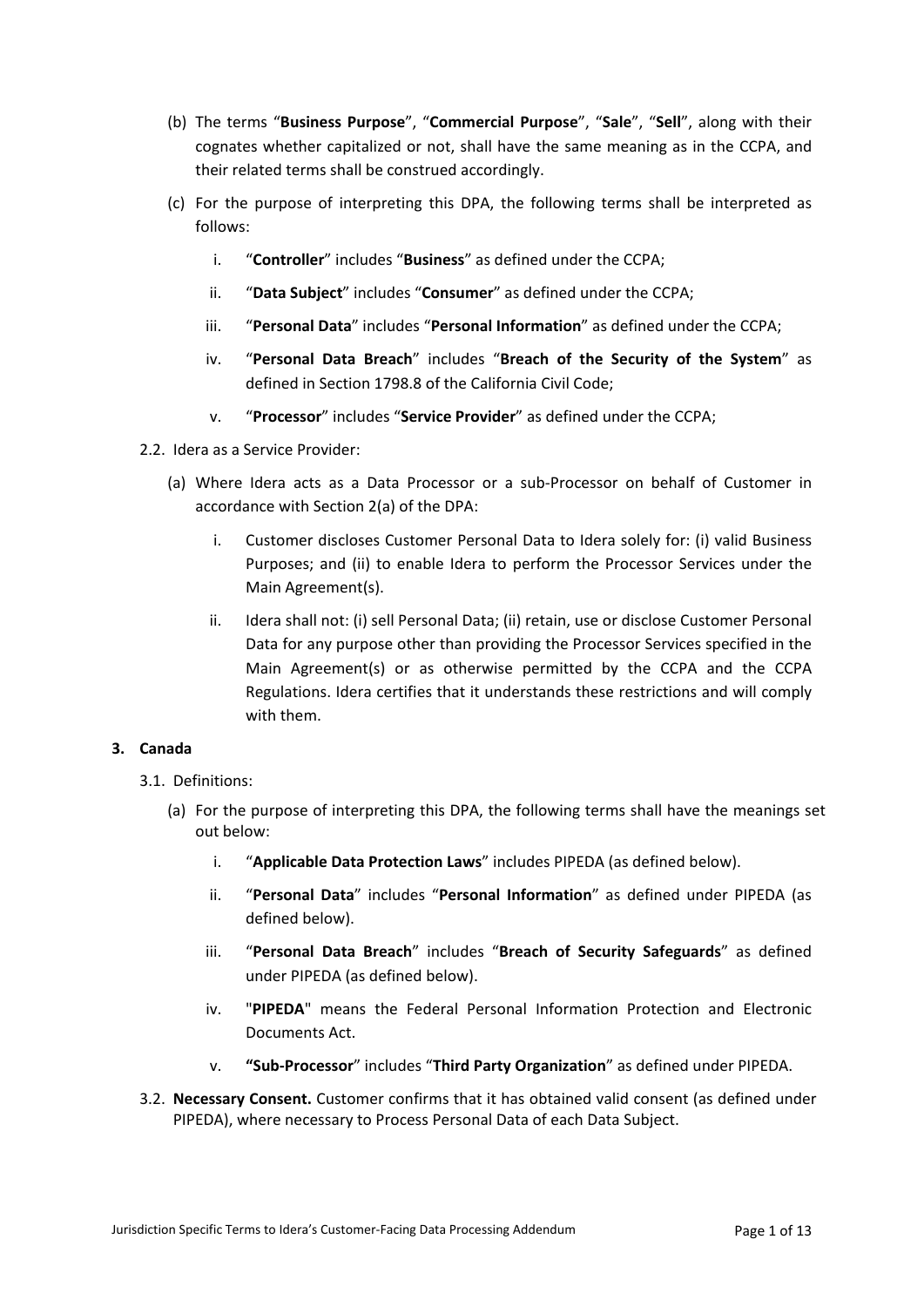(b) The terms "**Business Purpose**", "**Commercial Purpose**", "**Sale**", "**Sell**", along with their cognates whether capitalized or not, shall have the same meaning as in the CCPA, and their related terms shall be construed accordingly.

(c) For the purpose of interpreting this DPA, the following terms shall be interpreted as follows:

i. "**Controller**" includes "**Business**" as defined under the CCPA;

ii. "**Data Subject**" includes "**Consumer**" as defined under the CCPA;

iii. "**Personal Data**" includes "**Personal Information**" as defined under the CCPA;

iv. "**Personal Data Breach**" includes "**Breach of the Security of the System**" as defined in Section 1798.8 of the California Civil Code;

v. "**Processor**" includes "**Service Provider**" as defined under the CCPA;

2.2. Idera as a Service Provider:

(a) Where Idera acts as a Data Processor or a sub-Processor on behalf of Customer in accordance with Section 2(a) of the DPA:

i. Customer discloses Customer Personal Data to Idera solely for: (i) valid Business Purposes; and (ii) to enable Idera to perform the Processor Services under the Main Agreement(s).

ii. Idera shall not: (i) sell Personal Data; (ii) retain, use or disclose Customer Personal Data for any purpose other than providing the Processor Services specified in the Main Agreement(s) or as otherwise permitted by the CCPA and the CCPA Regulations. Idera certifies that it understands these restrictions and will comply with them.

**3. Canada**

3.1. Definitions:

(a) For the purpose of interpreting this DPA, the following terms shall have the meanings set out below:

i. "**Applicable Data Protection Laws**" includes PIPEDA (as defined below).

ii. "**Personal Data**" includes "**Personal Information**" as defined under PIPEDA (as defined below).

iii. "**Personal Data Breach**" includes "**Breach of Security Safeguards**" as defined under PIPEDA (as defined below).

iv. "**PIPEDA**" means the Federal Personal Information Protection and Electronic Documents Act.

v. **"Sub-Processor**" includes "**Third Party Organization**" as defined under PIPEDA.

3.2. **Necessary Consent.** Customer confirms that it has obtained valid consent (as defined under PIPEDA), where necessary to Process Personal Data of each Data Subject.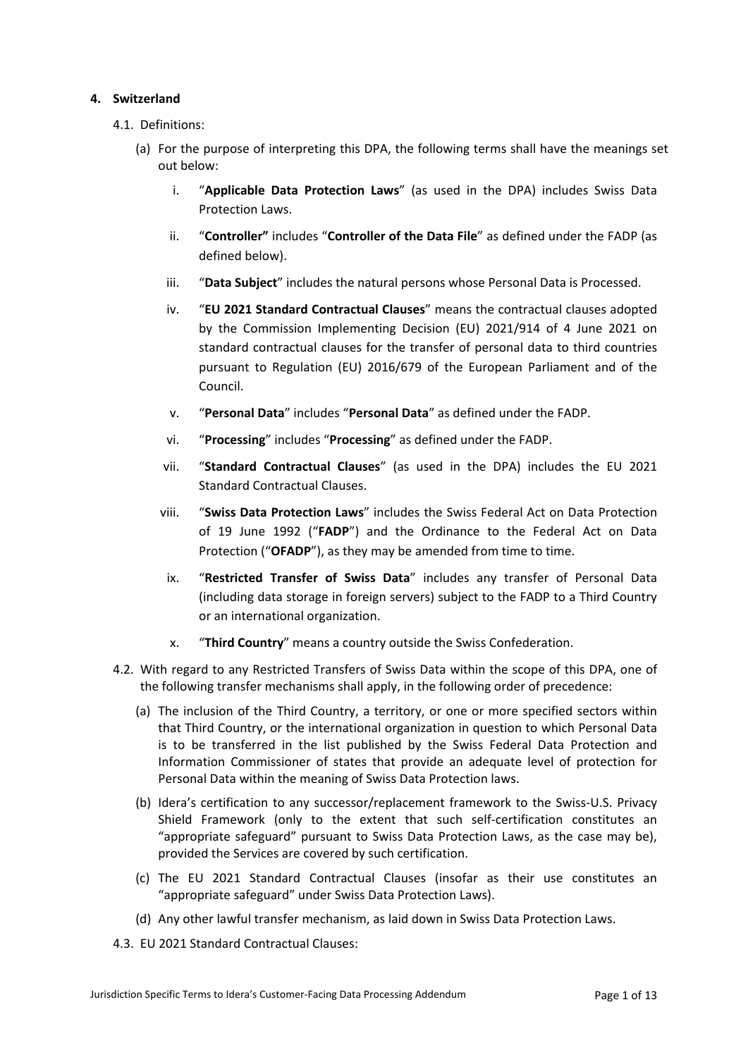**4. Switzerland**

4.1. Definitions:

(a) For the purpose of interpreting this DPA, the following terms shall have the meanings set out below:

i. "**Applicable Data Protection Laws**" (as used in the DPA) includes Swiss Data Protection Laws.

ii. "**Controller"** includes "**Controller of the Data File**" as defined under the FADP (as defined below).

iii. "**Data Subject**" includes the natural persons whose Personal Data is Processed.

iv. "**EU 2021 Standard Contractual Clauses**" means the contractual clauses adopted by the Commission Implementing Decision (EU) 2021/914 of 4 June 2021 on standard contractual clauses for the transfer of personal data to third countries pursuant to Regulation (EU) 2016/679 of the European Parliament and of the Council.

v. "**Personal Data**" includes "**Personal Data**" as defined under the FADP.

vi. "**Processing**" includes "**Processing**" as defined under the FADP.

vii. "**Standard Contractual Clauses**" (as used in the DPA) includes the EU 2021 Standard Contractual Clauses.

viii. "**Swiss Data Protection Laws**" includes the Swiss Federal Act on Data Protection of 19 June 1992 ("**FADP**") and the Ordinance to the Federal Act on Data Protection ("**OFADP**"), as they may be amended from time to time.

ix. "**Restricted Transfer of Swiss Data**" includes any transfer of Personal Data (including data storage in foreign servers) subject to the FADP to a Third Country or an international organization.

x. "**Third Country**" means a country outside the Swiss Confederation.

4.2. With regard to any Restricted Transfers of Swiss Data within the scope of this DPA, one of the following transfer mechanisms shall apply, in the following order of precedence:

(a) The inclusion of the Third Country, a territory, or one or more specified sectors within that Third Country, or the international organization in question to which Personal Data is to be transferred in the list published by the Swiss Federal Data Protection and Information Commissioner of states that provide an adequate level of protection for Personal Data within the meaning of Swiss Data Protection laws.

(b) Idera's certification to any successor/replacement framework to the Swiss-U.S. Privacy Shield Framework (only to the extent that such self-certification constitutes an "appropriate safeguard" pursuant to Swiss Data Protection Laws, as the case may be), provided the Services are covered by such certification.

(c) The EU 2021 Standard Contractual Clauses (insofar as their use constitutes an "appropriate safeguard" under Swiss Data Protection Laws).

(d) Any other lawful transfer mechanism, as laid down in Swiss Data Protection Laws.

4.3. EU 2021 Standard Contractual Clauses: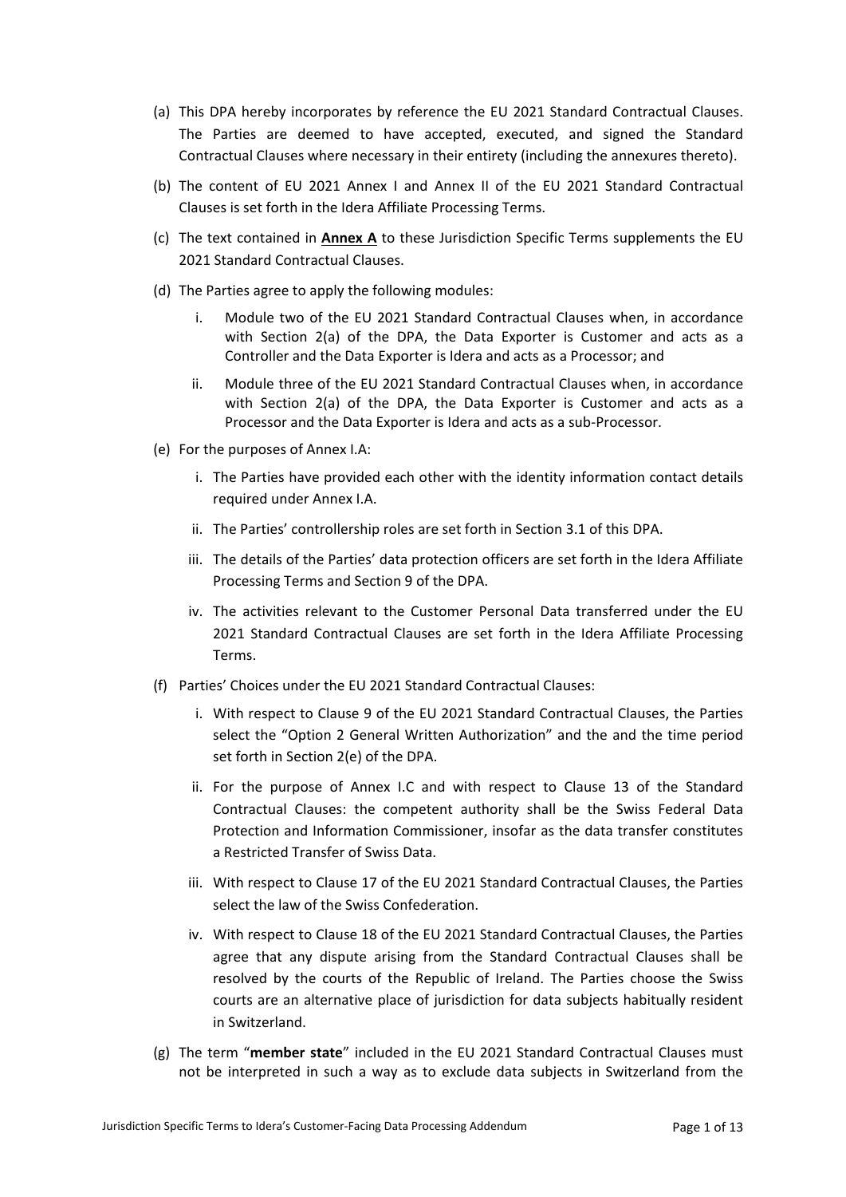(a) This DPA hereby incorporates by reference the EU 2021 Standard Contractual Clauses. The Parties are deemed to have accepted, executed, and signed the Standard Contractual Clauses where necessary in their entirety (including the annexures thereto).

(b) The content of EU 2021 Annex I and Annex II of the EU 2021 Standard Contractual Clauses is set forth in the Idera Affiliate Processing Terms.

(c) The text contained in **Annex A** to these Jurisdiction Specific Terms supplements the EU 2021 Standard Contractual Clauses.

(d) The Parties agree to apply the following modules:

   i. Module two of the EU 2021 Standard Contractual Clauses when, in accordance with Section 2(a) of the DPA, the Data Exporter is Customer and acts as a Controller and the Data Exporter is Idera and acts as a Processor; and

   ii. Module three of the EU 2021 Standard Contractual Clauses when, in accordance with Section 2(a) of the DPA, the Data Exporter is Customer and acts as a Processor and the Data Exporter is Idera and acts as a sub-Processor.

(e) For the purposes of Annex I.A:

   i. The Parties have provided each other with the identity information contact details required under Annex I.A.

   ii. The Parties' controllership roles are set forth in Section 3.1 of this DPA.

   iii. The details of the Parties' data protection officers are set forth in the Idera Affiliate Processing Terms and Section 9 of the DPA.

   iv. The activities relevant to the Customer Personal Data transferred under the EU 2021 Standard Contractual Clauses are set forth in the Idera Affiliate Processing Terms.

(f) Parties' Choices under the EU 2021 Standard Contractual Clauses:

   i. With respect to Clause 9 of the EU 2021 Standard Contractual Clauses, the Parties select the "Option 2 General Written Authorization" and the and the time period set forth in Section 2(e) of the DPA.

   ii. For the purpose of Annex I.C and with respect to Clause 13 of the Standard Contractual Clauses: the competent authority shall be the Swiss Federal Data Protection and Information Commissioner, insofar as the data transfer constitutes a Restricted Transfer of Swiss Data.

   iii. With respect to Clause 17 of the EU 2021 Standard Contractual Clauses, the Parties select the law of the Swiss Confederation.

   iv. With respect to Clause 18 of the EU 2021 Standard Contractual Clauses, the Parties agree that any dispute arising from the Standard Contractual Clauses shall be resolved by the courts of the Republic of Ireland. The Parties choose the Swiss courts are an alternative place of jurisdiction for data subjects habitually resident in Switzerland.

(g) The term "**member state**" included in the EU 2021 Standard Contractual Clauses must not be interpreted in such a way as to exclude data subjects in Switzerland from the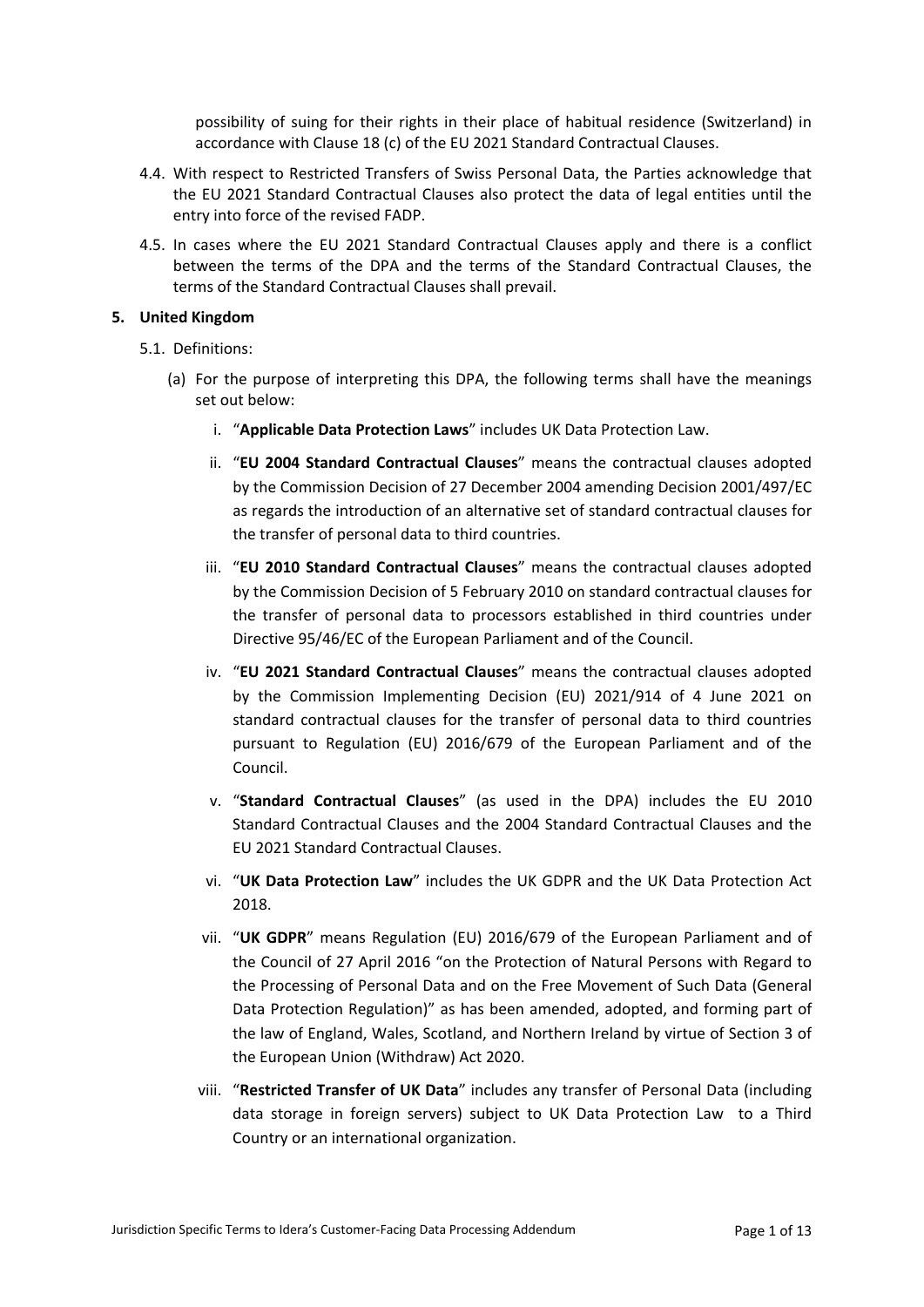possibility of suing for their rights in their place of habitual residence (Switzerland) in accordance with Clause 18 (c) of the EU 2021 Standard Contractual Clauses.

4.4. With respect to Restricted Transfers of Swiss Personal Data, the Parties acknowledge that the EU 2021 Standard Contractual Clauses also protect the data of legal entities until the entry into force of the revised FADP.

4.5. In cases where the EU 2021 Standard Contractual Clauses apply and there is a conflict between the terms of the DPA and the terms of the Standard Contractual Clauses, the terms of the Standard Contractual Clauses shall prevail.

**5. United Kingdom**

5.1. Definitions:

(a) For the purpose of interpreting this DPA, the following terms shall have the meanings set out below:

i. "**Applicable Data Protection Laws**" includes UK Data Protection Law.

ii. "**EU 2004 Standard Contractual Clauses**" means the contractual clauses adopted by the Commission Decision of 27 December 2004 amending Decision 2001/497/EC as regards the introduction of an alternative set of standard contractual clauses for the transfer of personal data to third countries.

iii. "**EU 2010 Standard Contractual Clauses**" means the contractual clauses adopted by the Commission Decision of 5 February 2010 on standard contractual clauses for the transfer of personal data to processors established in third countries under Directive 95/46/EC of the European Parliament and of the Council.

iv. "**EU 2021 Standard Contractual Clauses**" means the contractual clauses adopted by the Commission Implementing Decision (EU) 2021/914 of 4 June 2021 on standard contractual clauses for the transfer of personal data to third countries pursuant to Regulation (EU) 2016/679 of the European Parliament and of the Council.

v. "**Standard Contractual Clauses**" (as used in the DPA) includes the EU 2010 Standard Contractual Clauses and the 2004 Standard Contractual Clauses and the EU 2021 Standard Contractual Clauses.

vi. "**UK Data Protection Law**" includes the UK GDPR and the UK Data Protection Act 2018.

vii. "**UK GDPR**" means Regulation (EU) 2016/679 of the European Parliament and of the Council of 27 April 2016 "on the Protection of Natural Persons with Regard to the Processing of Personal Data and on the Free Movement of Such Data (General Data Protection Regulation)" as has been amended, adopted, and forming part of the law of England, Wales, Scotland, and Northern Ireland by virtue of Section 3 of the European Union (Withdraw) Act 2020.

viii. "**Restricted Transfer of UK Data**" includes any transfer of Personal Data (including data storage in foreign servers) subject to UK Data Protection Law to a Third Country or an international organization.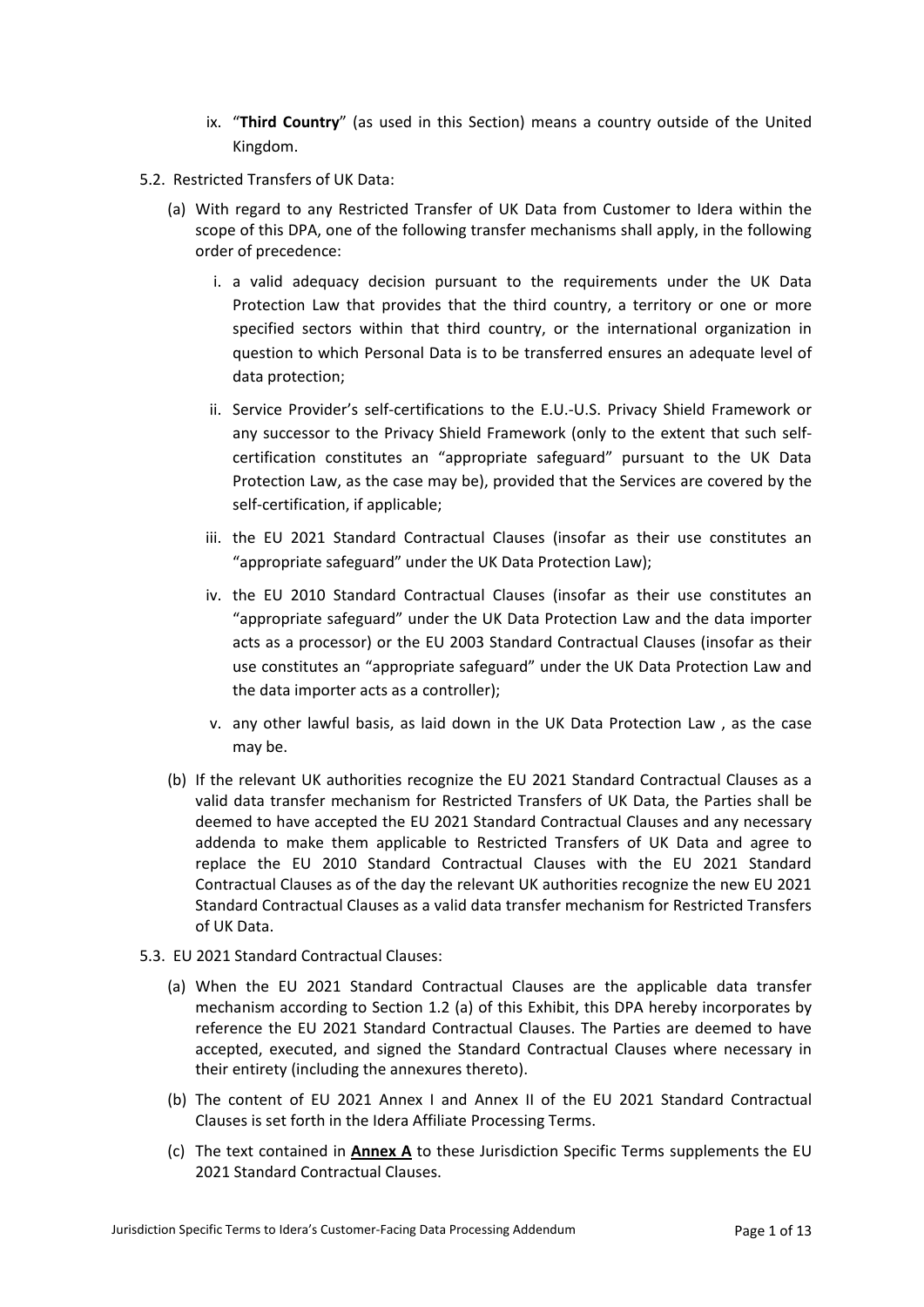ix. "**Third Country**" (as used in this Section) means a country outside of the United Kingdom.

5.2. Restricted Transfers of UK Data:

(a) With regard to any Restricted Transfer of UK Data from Customer to Idera within the scope of this DPA, one of the following transfer mechanisms shall apply, in the following order of precedence:

i. a valid adequacy decision pursuant to the requirements under the UK Data Protection Law that provides that the third country, a territory or one or more specified sectors within that third country, or the international organization in question to which Personal Data is to be transferred ensures an adequate level of data protection;

ii. Service Provider's self-certifications to the E.U.-U.S. Privacy Shield Framework or any successor to the Privacy Shield Framework (only to the extent that such self-certification constitutes an "appropriate safeguard" pursuant to the UK Data Protection Law, as the case may be), provided that the Services are covered by the self-certification, if applicable;

iii. the EU 2021 Standard Contractual Clauses (insofar as their use constitutes an "appropriate safeguard" under the UK Data Protection Law);

iv. the EU 2010 Standard Contractual Clauses (insofar as their use constitutes an "appropriate safeguard" under the UK Data Protection Law and the data importer acts as a processor) or the EU 2003 Standard Contractual Clauses (insofar as their use constitutes an "appropriate safeguard" under the UK Data Protection Law and the data importer acts as a controller);

v. any other lawful basis, as laid down in the UK Data Protection Law , as the case may be.

(b) If the relevant UK authorities recognize the EU 2021 Standard Contractual Clauses as a valid data transfer mechanism for Restricted Transfers of UK Data, the Parties shall be deemed to have accepted the EU 2021 Standard Contractual Clauses and any necessary addenda to make them applicable to Restricted Transfers of UK Data and agree to replace the EU 2010 Standard Contractual Clauses with the EU 2021 Standard Contractual Clauses as of the day the relevant UK authorities recognize the new EU 2021 Standard Contractual Clauses as a valid data transfer mechanism for Restricted Transfers of UK Data.

5.3. EU 2021 Standard Contractual Clauses:

(a) When the EU 2021 Standard Contractual Clauses are the applicable data transfer mechanism according to Section 1.2 (a) of this Exhibit, this DPA hereby incorporates by reference the EU 2021 Standard Contractual Clauses. The Parties are deemed to have accepted, executed, and signed the Standard Contractual Clauses where necessary in their entirety (including the annexures thereto).

(b) The content of EU 2021 Annex I and Annex II of the EU 2021 Standard Contractual Clauses is set forth in the Idera Affiliate Processing Terms.

(c) The text contained in **Annex A** to these Jurisdiction Specific Terms supplements the EU 2021 Standard Contractual Clauses.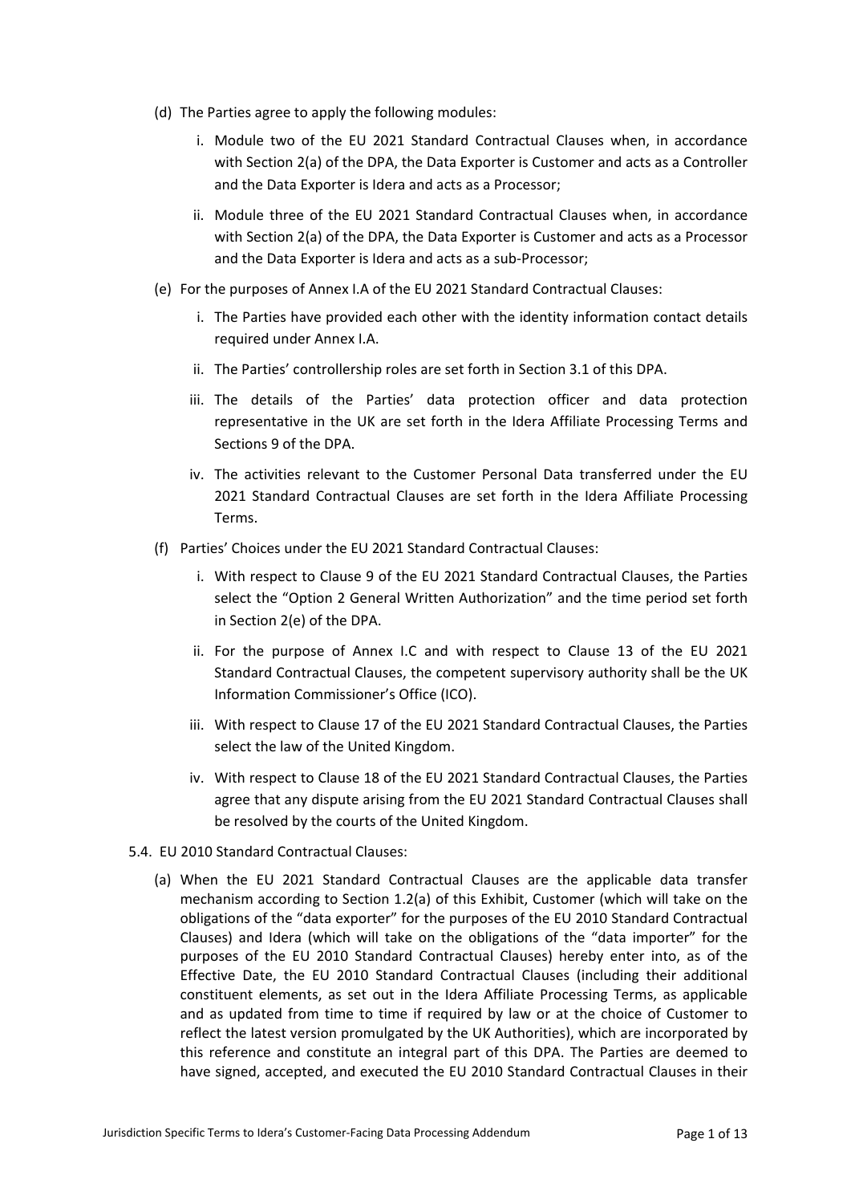(d) The Parties agree to apply the following modules:

i. Module two of the EU 2021 Standard Contractual Clauses when, in accordance with Section 2(a) of the DPA, the Data Exporter is Customer and acts as a Controller and the Data Exporter is Idera and acts as a Processor;

ii. Module three of the EU 2021 Standard Contractual Clauses when, in accordance with Section 2(a) of the DPA, the Data Exporter is Customer and acts as a Processor and the Data Exporter is Idera and acts as a sub-Processor;

(e) For the purposes of Annex I.A of the EU 2021 Standard Contractual Clauses:

i. The Parties have provided each other with the identity information contact details required under Annex I.A.

ii. The Parties' controllership roles are set forth in Section 3.1 of this DPA.

iii. The details of the Parties' data protection officer and data protection representative in the UK are set forth in the Idera Affiliate Processing Terms and Sections 9 of the DPA.

iv. The activities relevant to the Customer Personal Data transferred under the EU 2021 Standard Contractual Clauses are set forth in the Idera Affiliate Processing Terms.

(f) Parties' Choices under the EU 2021 Standard Contractual Clauses:

i. With respect to Clause 9 of the EU 2021 Standard Contractual Clauses, the Parties select the "Option 2 General Written Authorization" and the time period set forth in Section 2(e) of the DPA.

ii. For the purpose of Annex I.C and with respect to Clause 13 of the EU 2021 Standard Contractual Clauses, the competent supervisory authority shall be the UK Information Commissioner's Office (ICO).

iii. With respect to Clause 17 of the EU 2021 Standard Contractual Clauses, the Parties select the law of the United Kingdom.

iv. With respect to Clause 18 of the EU 2021 Standard Contractual Clauses, the Parties agree that any dispute arising from the EU 2021 Standard Contractual Clauses shall be resolved by the courts of the United Kingdom.

5.4. EU 2010 Standard Contractual Clauses:

(a) When the EU 2021 Standard Contractual Clauses are the applicable data transfer mechanism according to Section 1.2(a) of this Exhibit, Customer (which will take on the obligations of the "data exporter" for the purposes of the EU 2010 Standard Contractual Clauses) and Idera (which will take on the obligations of the "data importer" for the purposes of the EU 2010 Standard Contractual Clauses) hereby enter into, as of the Effective Date, the EU 2010 Standard Contractual Clauses (including their additional constituent elements, as set out in the Idera Affiliate Processing Terms, as applicable and as updated from time to time if required by law or at the choice of Customer to reflect the latest version promulgated by the UK Authorities), which are incorporated by this reference and constitute an integral part of this DPA. The Parties are deemed to have signed, accepted, and executed the EU 2010 Standard Contractual Clauses in their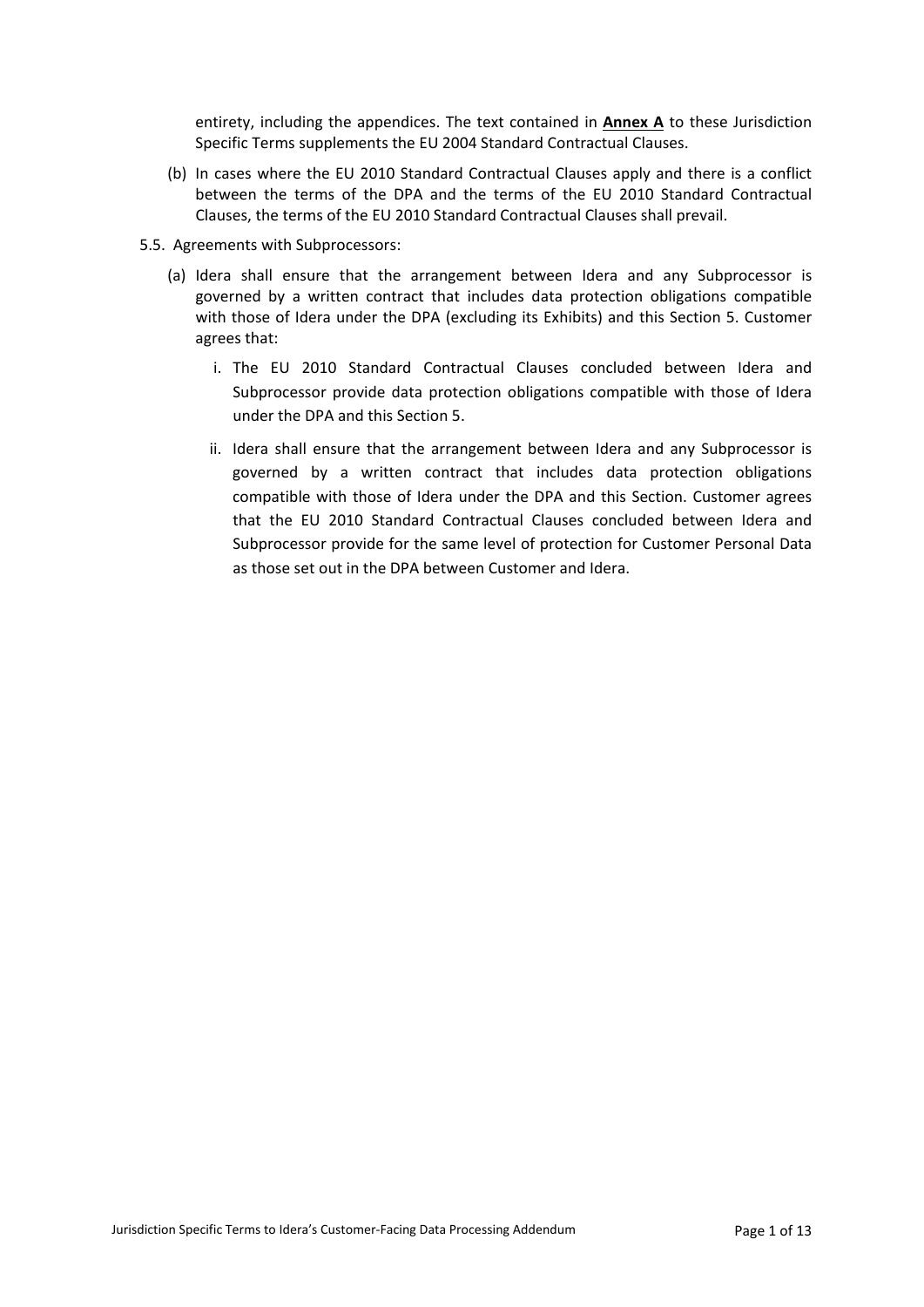entirety, including the appendices. The text contained in **Annex A** to these Jurisdiction Specific Terms supplements the EU 2004 Standard Contractual Clauses.

(b) In cases where the EU 2010 Standard Contractual Clauses apply and there is a conflict between the terms of the DPA and the terms of the EU 2010 Standard Contractual Clauses, the terms of the EU 2010 Standard Contractual Clauses shall prevail.

5.5. Agreements with Subprocessors:

(a) Idera shall ensure that the arrangement between Idera and any Subprocessor is governed by a written contract that includes data protection obligations compatible with those of Idera under the DPA (excluding its Exhibits) and this Section 5. Customer agrees that:

i. The EU 2010 Standard Contractual Clauses concluded between Idera and Subprocessor provide data protection obligations compatible with those of Idera under the DPA and this Section 5.

ii. Idera shall ensure that the arrangement between Idera and any Subprocessor is governed by a written contract that includes data protection obligations compatible with those of Idera under the DPA and this Section. Customer agrees that the EU 2010 Standard Contractual Clauses concluded between Idera and Subprocessor provide for the same level of protection for Customer Personal Data as those set out in the DPA between Customer and Idera.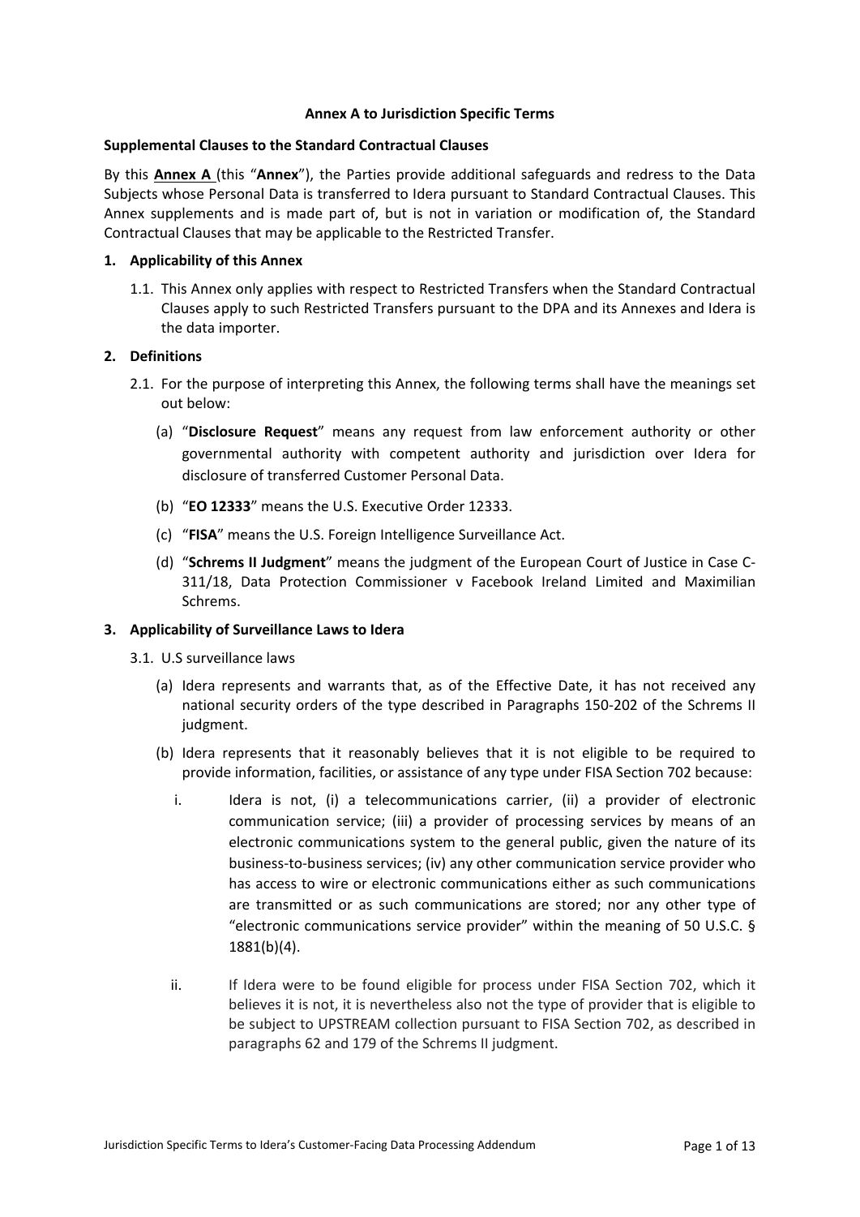**Annex A to Jurisdiction Specific Terms**

**Supplemental Clauses to the Standard Contractual Clauses**

By this **Annex A** (this "**Annex**"), the Parties provide additional safeguards and redress to the Data Subjects whose Personal Data is transferred to Idera pursuant to Standard Contractual Clauses. This Annex supplements and is made part of, but is not in variation or modification of, the Standard Contractual Clauses that may be applicable to the Restricted Transfer.

**1. Applicability of this Annex**

1.1. This Annex only applies with respect to Restricted Transfers when the Standard Contractual Clauses apply to such Restricted Transfers pursuant to the DPA and its Annexes and Idera is the data importer.

**2. Definitions**

2.1. For the purpose of interpreting this Annex, the following terms shall have the meanings set out below:

(a) "**Disclosure Request**" means any request from law enforcement authority or other governmental authority with competent authority and jurisdiction over Idera for disclosure of transferred Customer Personal Data.

(b) "**EO 12333**" means the U.S. Executive Order 12333.

(c) "**FISA**" means the U.S. Foreign Intelligence Surveillance Act.

(d) "**Schrems II Judgment**" means the judgment of the European Court of Justice in Case C-311/18, Data Protection Commissioner v Facebook Ireland Limited and Maximilian Schrems.

**3. Applicability of Surveillance Laws to Idera**

3.1. U.S surveillance laws

(a) Idera represents and warrants that, as of the Effective Date, it has not received any national security orders of the type described in Paragraphs 150-202 of the Schrems II judgment.

(b) Idera represents that it reasonably believes that it is not eligible to be required to provide information, facilities, or assistance of any type under FISA Section 702 because:

i. Idera is not, (i) a telecommunications carrier, (ii) a provider of electronic communication service; (iii) a provider of processing services by means of an electronic communications system to the general public, given the nature of its business-to-business services; (iv) any other communication service provider who has access to wire or electronic communications either as such communications are transmitted or as such communications are stored; nor any other type of "electronic communications service provider" within the meaning of 50 U.S.C. § 1881(b)(4).

ii. If Idera were to be found eligible for process under FISA Section 702, which it believes it is not, it is nevertheless also not the type of provider that is eligible to be subject to UPSTREAM collection pursuant to FISA Section 702, as described in paragraphs 62 and 179 of the Schrems II judgment.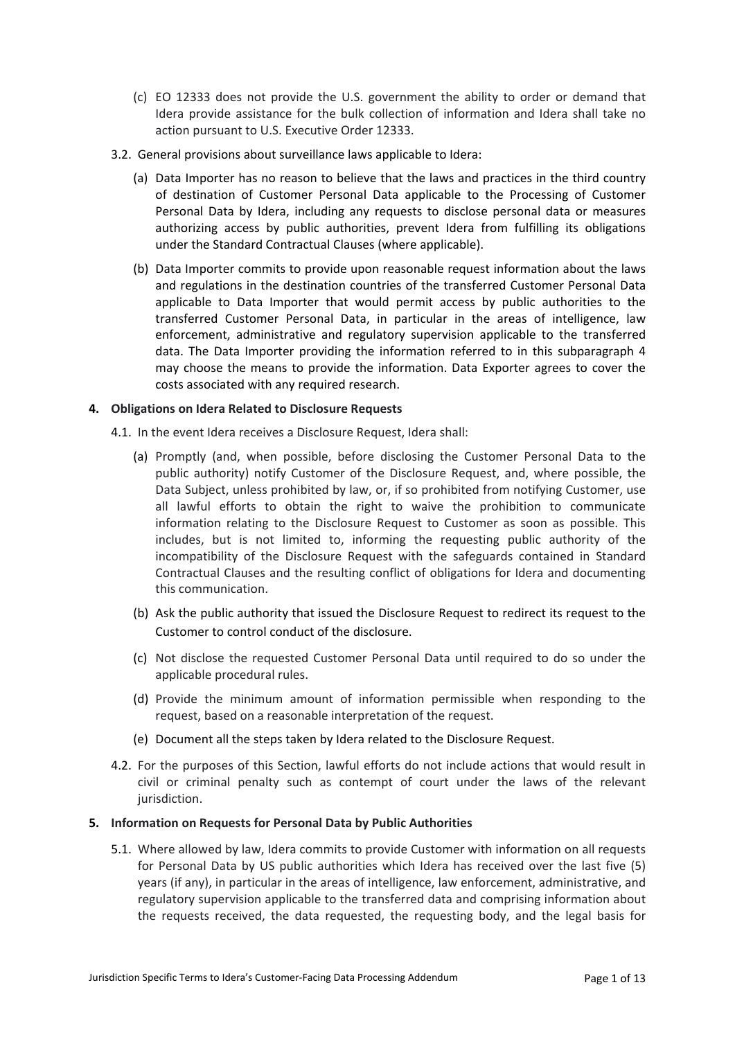(c) EO 12333 does not provide the U.S. government the ability to order or demand that Idera provide assistance for the bulk collection of information and Idera shall take no action pursuant to U.S. Executive Order 12333.

3.2. General provisions about surveillance laws applicable to Idera:

(a) Data Importer has no reason to believe that the laws and practices in the third country of destination of Customer Personal Data applicable to the Processing of Customer Personal Data by Idera, including any requests to disclose personal data or measures authorizing access by public authorities, prevent Idera from fulfilling its obligations under the Standard Contractual Clauses (where applicable).

(b) Data Importer commits to provide upon reasonable request information about the laws and regulations in the destination countries of the transferred Customer Personal Data applicable to Data Importer that would permit access by public authorities to the transferred Customer Personal Data, in particular in the areas of intelligence, law enforcement, administrative and regulatory supervision applicable to the transferred data. The Data Importer providing the information referred to in this subparagraph 4 may choose the means to provide the information. Data Exporter agrees to cover the costs associated with any required research.

**4. Obligations on Idera Related to Disclosure Requests**

4.1. In the event Idera receives a Disclosure Request, Idera shall:

(a) Promptly (and, when possible, before disclosing the Customer Personal Data to the public authority) notify Customer of the Disclosure Request, and, where possible, the Data Subject, unless prohibited by law, or, if so prohibited from notifying Customer, use all lawful efforts to obtain the right to waive the prohibition to communicate information relating to the Disclosure Request to Customer as soon as possible. This includes, but is not limited to, informing the requesting public authority of the incompatibility of the Disclosure Request with the safeguards contained in Standard Contractual Clauses and the resulting conflict of obligations for Idera and documenting this communication.

(b) Ask the public authority that issued the Disclosure Request to redirect its request to the Customer to control conduct of the disclosure.

(c) Not disclose the requested Customer Personal Data until required to do so under the applicable procedural rules.

(d) Provide the minimum amount of information permissible when responding to the request, based on a reasonable interpretation of the request.

(e) Document all the steps taken by Idera related to the Disclosure Request.

4.2. For the purposes of this Section, lawful efforts do not include actions that would result in civil or criminal penalty such as contempt of court under the laws of the relevant jurisdiction.

**5. Information on Requests for Personal Data by Public Authorities**

5.1. Where allowed by law, Idera commits to provide Customer with information on all requests for Personal Data by US public authorities which Idera has received over the last five (5) years (if any), in particular in the areas of intelligence, law enforcement, administrative, and regulatory supervision applicable to the transferred data and comprising information about the requests received, the data requested, the requesting body, and the legal basis for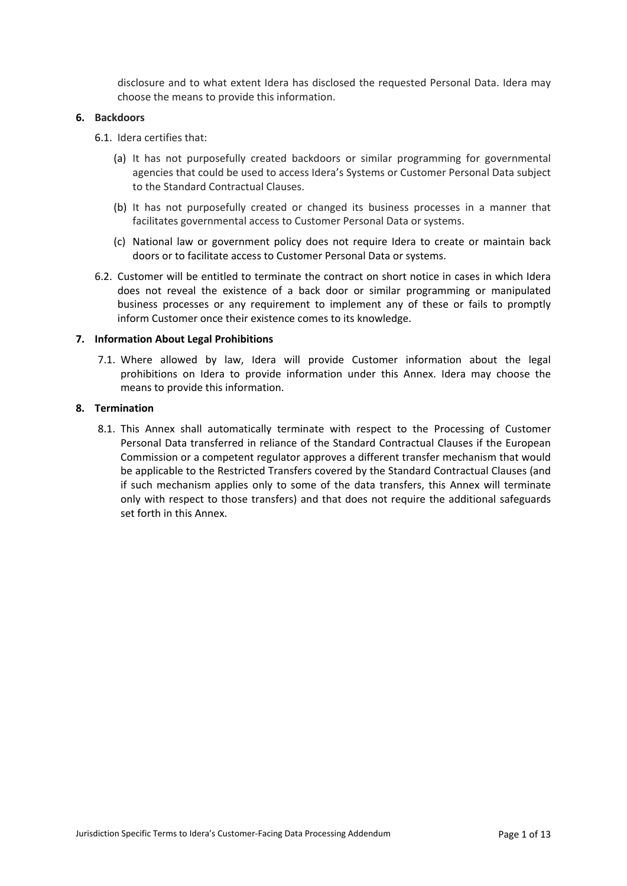disclosure and to what extent Idera has disclosed the requested Personal Data. Idera may choose the means to provide this information.

**6. Backdoors**

6.1. Idera certifies that:

(a) It has not purposefully created backdoors or similar programming for governmental agencies that could be used to access Idera's Systems or Customer Personal Data subject to the Standard Contractual Clauses.

(b) It has not purposefully created or changed its business processes in a manner that facilitates governmental access to Customer Personal Data or systems.

(c) National law or government policy does not require Idera to create or maintain back doors or to facilitate access to Customer Personal Data or systems.

6.2. Customer will be entitled to terminate the contract on short notice in cases in which Idera does not reveal the existence of a back door or similar programming or manipulated business processes or any requirement to implement any of these or fails to promptly inform Customer once their existence comes to its knowledge.

**7. Information About Legal Prohibitions**

7.1. Where allowed by law, Idera will provide Customer information about the legal prohibitions on Idera to provide information under this Annex. Idera may choose the means to provide this information.

**8. Termination**

8.1. This Annex shall automatically terminate with respect to the Processing of Customer Personal Data transferred in reliance of the Standard Contractual Clauses if the European Commission or a competent regulator approves a different transfer mechanism that would be applicable to the Restricted Transfers covered by the Standard Contractual Clauses (and if such mechanism applies only to some of the data transfers, this Annex will terminate only with respect to those transfers) and that does not require the additional safeguards set forth in this Annex.